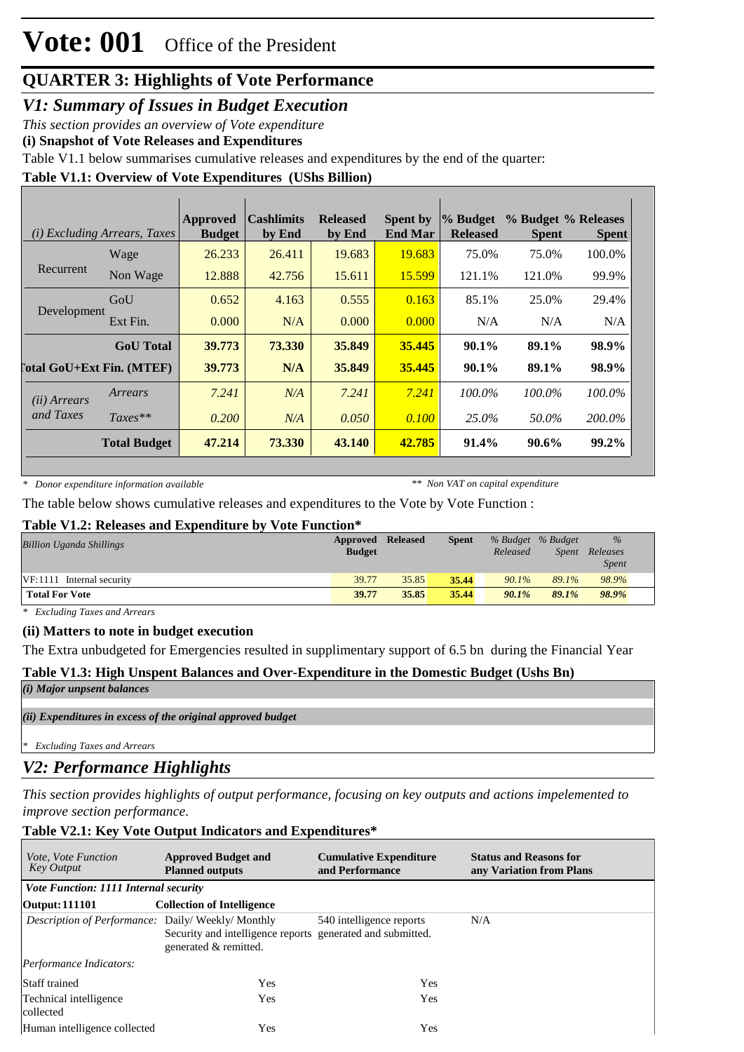# Vote: 001 Office of the President

## QUARTER 3: Highlights of Vote Performance

## *V1: Summary of Issues in Budget Execution*

*This section provides an overview of Vote expenditure*

**(i) Snapshot of Vote Releases and Expenditures**

Table V1.1 below summarises cumulative releases and expenditures by the end of the quarter:

**Table V1.1: Overview of Vote Expenditures (UShs Billion)**

| *(i) Excluding Arrears, Taxes* | | Approved Budget | Cashlimits by End | Released by End | Spent by End Mar | % Budget Released | % Budget Spent | % Releases Spent |
|---|---|---|---|---|---|---|---|---|
| Recurrent | Wage | 26.233 | 26.411 | 19.683 | 19.683 | 75.0% | 75.0% | 100.0% |
| | Non Wage | 12.888 | 42.756 | 15.611 | 15.599 | 121.1% | 121.0% | 99.9% |
| Development | GoU | 0.652 | 4.163 | 0.555 | 0.163 | 85.1% | 25.0% | 29.4% |
| | Ext Fin. | 0.000 | N/A | 0.000 | 0.000 | N/A | N/A | N/A |
| | **GoU Total** | **39.773** | **73.330** | **35.849** | **35.445** | **90.1%** | **89.1%** | **98.9%** |
| **Total GoU+Ext Fin. (MTEF)** | | **39.773** | **N/A** | **35.849** | **35.445** | **90.1%** | **89.1%** | **98.9%** |
| *(ii) Arrears and Taxes* | *Arrears* | *7.241* | *N/A* | *7.241* | *7.241* | *100.0%* | *100.0%* | *100.0%* |
| | *Taxes*** | *0.200* | *N/A* | *0.050* | *0.100* | *25.0%* | *50.0%* | *200.0%* |
| | **Total Budget** | **47.214** | **73.330** | **43.140** | **42.785** | **91.4%** | **90.6%** | **99.2%** |

*\* Donor expenditure information available* &nbsp;&nbsp;&nbsp; *** Non VAT on capital expenditure*

The table below shows cumulative releases and expenditures to the Vote by Vote Function :

**Table V1.2: Releases and Expenditure by Vote Function***

| *Billion Uganda Shillings* | Approved Budget | Released | Spent | *% Budget Released* | *% Budget Spent* | *% Releases Spent* |
|---|---|---|---|---|---|---|
| VF:1111 Internal security | 39.77 | 35.85 | 35.44 | 90.1% | 89.1% | 98.9% |
| **Total For Vote** | **39.77** | **35.85** | **35.44** | **90.1%** | **89.1%** | **98.9%** |

*\* Excluding Taxes and Arrears*

**(ii) Matters to note in budget execution**

The Extra unbudgeted for Emergencies resulted in supplimentary support of 6.5 bn during the Financial Year

**Table V1.3: High Unspent Balances and Over-Expenditure in the Domestic Budget (Ushs Bn)**

***(i) Major unpsent balances***

***(ii) Expenditures in excess of the original approved budget***

*\* Excluding Taxes and Arrears*

## *V2: Performance Highlights*

*This section provides highlights of output performance, focusing on key outputs and actions impelemented to improve section performance.*

**Table V2.1: Key Vote Output Indicators and Expenditures***

| *Vote, Vote Function Key Output* | Approved Budget and Planned outputs | Cumulative Expenditure and Performance | Status and Reasons for any Variation from Plans |
|---|---|---|---|
| ***Vote Function: 1111 Internal security*** | | | |
| **Output: 111101** | **Collection of Intelligence** | | |
| *Description of Performance:* | Daily/ Weekly/ Monthly Security and intelligence reports generated & remitted. | 540 intelligence reports generated and submitted. | N/A |
| *Performance Indicators:* | | | |
| Staff trained | Yes | Yes | |
| Technical intelligence collected | Yes | Yes | |
| Human intelligence collected | Yes | Yes | |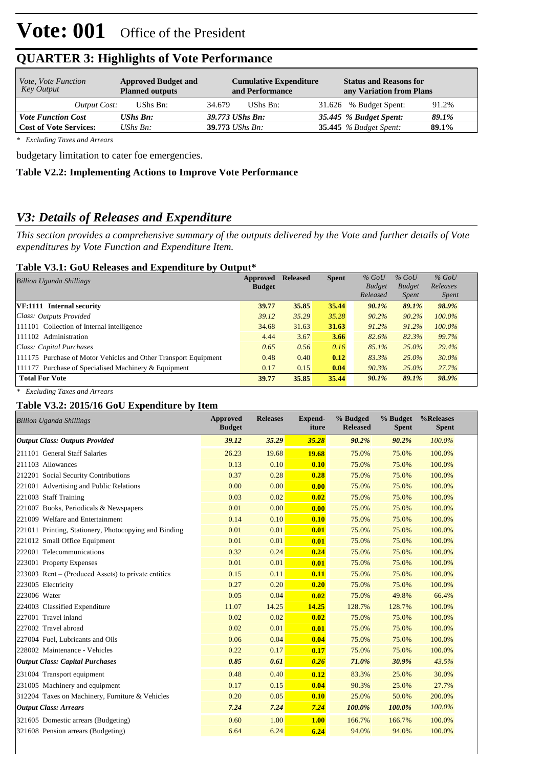# Vote: 001 Office of the President

## QUARTER 3: Highlights of Vote Performance

| *Vote, Vote Function Key Output* | **Approved Budget and Planned outputs** | **Cumulative Expenditure and Performance** | **Status and Reasons for any Variation from Plans** |
|---|---|---|---|
| *Output Cost:* UShs Bn: | 34.679 UShs Bn: | 31.626 % Budget Spent: | 91.2% |
| ***Vote Function Cost*** | ***UShs Bn:*** | ***39.773 UShs Bn:*** | ***35.445 % Budget Spent:*** ***89.1%*** |
| **Cost of Vote Services:** | *UShs Bn:* | **39.773** *UShs Bn:* | **35.445** *% Budget Spent:* **89.1%** |

*\* Excluding Taxes and Arrears*

budgetary limitation to cater foe emergencies.

**Table V2.2: Implementing Actions to Improve Vote Performance**

## *V3: Details of Releases and Expenditure*

*This section provides a comprehensive summary of the outputs delivered by the Vote and further details of Vote expenditures by Vote Function and Expenditure Item.*

**Table V3.1: GoU Releases and Expenditure by Output***

| *Billion Uganda Shillings* | Approved Budget | Released | Spent | *% GoU Budget Released* | *% GoU Budget Spent* | *% GoU Releases Spent* |
|---|---|---|---|---|---|---|
| **VF:1111 Internal security** | **39.77** | **35.85** | **35.44** | ***90.1%*** | ***89.1%*** | ***98.9%*** |
| *Class: Outputs Provided* | *39.12* | *35.29* | *35.28* | *90.2%* | *90.2%* | *100.0%* |
| 111101 Collection of Internal intelligence | 34.68 | 31.63 | **31.63** | *91.2%* | *91.2%* | *100.0%* |
| 111102 Administration | 4.44 | 3.67 | **3.66** | *82.6%* | *82.3%* | *99.7%* |
| *Class: Capital Purchases* | *0.65* | *0.56* | *0.16* | *85.1%* | *25.0%* | *29.4%* |
| 111175 Purchase of Motor Vehicles and Other Transport Equipment | 0.48 | 0.40 | **0.12** | *83.3%* | *25.0%* | *30.0%* |
| 111177 Purchase of Specialised Machinery & Equipment | 0.17 | 0.15 | **0.04** | *90.3%* | *25.0%* | *27.7%* |
| **Total For Vote** | **39.77** | **35.85** | **35.44** | ***90.1%*** | ***89.1%*** | ***98.9%*** |

*\* Excluding Taxes and Arrears*

**Table V3.2: 2015/16 GoU Expenditure by Item**

| *Billion Uganda Shillings* | Approved Budget | Releases | Expend-iture | % Budged Released | % Budget Spent | %Releases Spent |
|---|---|---|---|---|---|---|
| ***Output Class: Outputs Provided*** | ***39.12*** | ***35.29*** | ***35.28*** | ***90.2%*** | ***90.2%*** | *100.0%* |
| 211101 General Staff Salaries | 26.23 | 19.68 | **19.68** | 75.0% | 75.0% | 100.0% |
| 211103 Allowances | 0.13 | 0.10 | **0.10** | 75.0% | 75.0% | 100.0% |
| 212201 Social Security Contributions | 0.37 | 0.28 | **0.28** | 75.0% | 75.0% | 100.0% |
| 221001 Advertising and Public Relations | 0.00 | 0.00 | **0.00** | 75.0% | 75.0% | 100.0% |
| 221003 Staff Training | 0.03 | 0.02 | **0.02** | 75.0% | 75.0% | 100.0% |
| 221007 Books, Periodicals & Newspapers | 0.01 | 0.00 | **0.00** | 75.0% | 75.0% | 100.0% |
| 221009 Welfare and Entertainment | 0.14 | 0.10 | **0.10** | 75.0% | 75.0% | 100.0% |
| 221011 Printing, Stationery, Photocopying and Binding | 0.01 | 0.01 | **0.01** | 75.0% | 75.0% | 100.0% |
| 221012 Small Office Equipment | 0.01 | 0.01 | **0.01** | 75.0% | 75.0% | 100.0% |
| 222001 Telecommunications | 0.32 | 0.24 | **0.24** | 75.0% | 75.0% | 100.0% |
| 223001 Property Expenses | 0.01 | 0.01 | **0.01** | 75.0% | 75.0% | 100.0% |
| 223003 Rent – (Produced Assets) to private entities | 0.15 | 0.11 | **0.11** | 75.0% | 75.0% | 100.0% |
| 223005 Electricity | 0.27 | 0.20 | **0.20** | 75.0% | 75.0% | 100.0% |
| 223006 Water | 0.05 | 0.04 | **0.02** | 75.0% | 49.8% | 66.4% |
| 224003 Classified Expenditure | 11.07 | 14.25 | **14.25** | 128.7% | 128.7% | 100.0% |
| 227001 Travel inland | 0.02 | 0.02 | **0.02** | 75.0% | 75.0% | 100.0% |
| 227002 Travel abroad | 0.02 | 0.01 | **0.01** | 75.0% | 75.0% | 100.0% |
| 227004 Fuel, Lubricants and Oils | 0.06 | 0.04 | **0.04** | 75.0% | 75.0% | 100.0% |
| 228002 Maintenance - Vehicles | 0.22 | 0.17 | **0.17** | 75.0% | 75.0% | 100.0% |
| ***Output Class: Capital Purchases*** | ***0.85*** | ***0.61*** | ***0.26*** | ***71.0%*** | ***30.9%*** | *43.5%* |
| 231004 Transport equipment | 0.48 | 0.40 | **0.12** | 83.3% | 25.0% | 30.0% |
| 231005 Machinery and equipment | 0.17 | 0.15 | **0.04** | 90.3% | 25.0% | 27.7% |
| 312204 Taxes on Machinery, Furniture & Vehicles | 0.20 | 0.05 | **0.10** | 25.0% | 50.0% | 200.0% |
| ***Output Class: Arrears*** | ***7.24*** | ***7.24*** | ***7.24*** | ***100.0%*** | ***100.0%*** | *100.0%* |
| 321605 Domestic arrears (Budgeting) | 0.60 | 1.00 | **1.00** | 166.7% | 166.7% | 100.0% |
| 321608 Pension arrears (Budgeting) | 6.64 | 6.24 | **6.24** | 94.0% | 94.0% | 100.0% |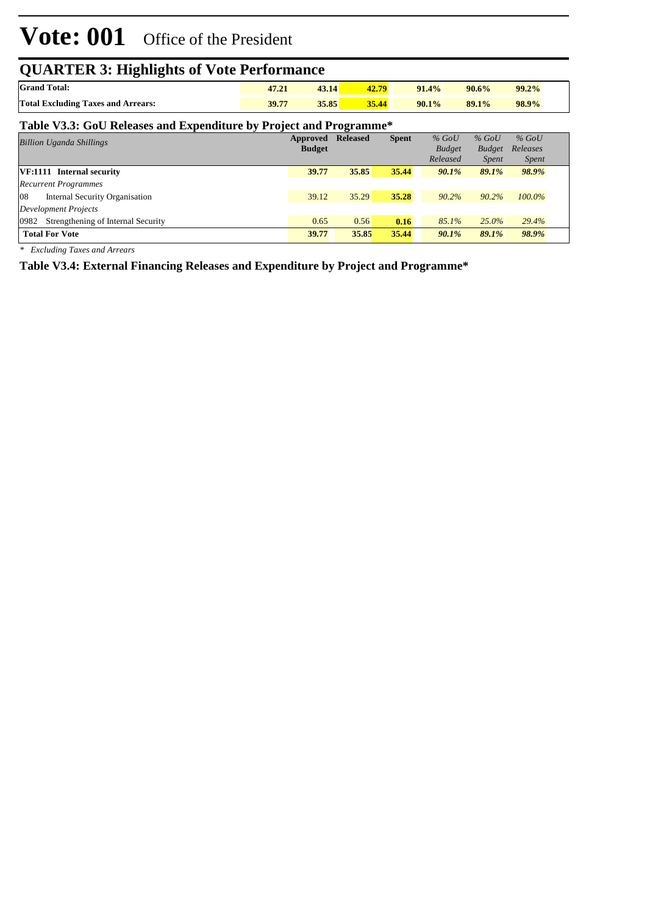# Vote: 001 Office of the President

## QUARTER 3: Highlights of Vote Performance

| | | | | | | |
|---|---|---|---|---|---|---|
| **Grand Total:** | **47.21** | **43.14** | **42.79** | **91.4%** | **90.6%** | **99.2%** |
| **Total Excluding Taxes and Arrears:** | **39.77** | **35.85** | **35.44** | **90.1%** | **89.1%** | **98.9%** |

### Table V3.3: GoU Releases and Expenditure by Project and Programme*

| *Billion Uganda Shillings* | **Approved Budget** | **Released** | **Spent** | *% GoU Budget Released* | *% GoU Budget Spent* | *% GoU Releases Spent* |
|---|---|---|---|---|---|---|
| **VF:1111 Internal security** | **39.77** | **35.85** | **35.44** | ***90.1%*** | ***89.1%*** | ***98.9%*** |
| *Recurrent Programmes* | | | | | | |
| 08 Internal Security Organisation | 39.12 | 35.29 | **35.28** | *90.2%* | *90.2%* | *100.0%* |
| *Development Projects* | | | | | | |
| 0982 Strengthening of Internal Security | 0.65 | 0.56 | **0.16** | *85.1%* | *25.0%* | *29.4%* |
| **Total For Vote** | **39.77** | **35.85** | **35.44** | ***90.1%*** | ***89.1%*** | ***98.9%*** |

*\* Excluding Taxes and Arrears*

### Table V3.4: External Financing Releases and Expenditure by Project and Programme*